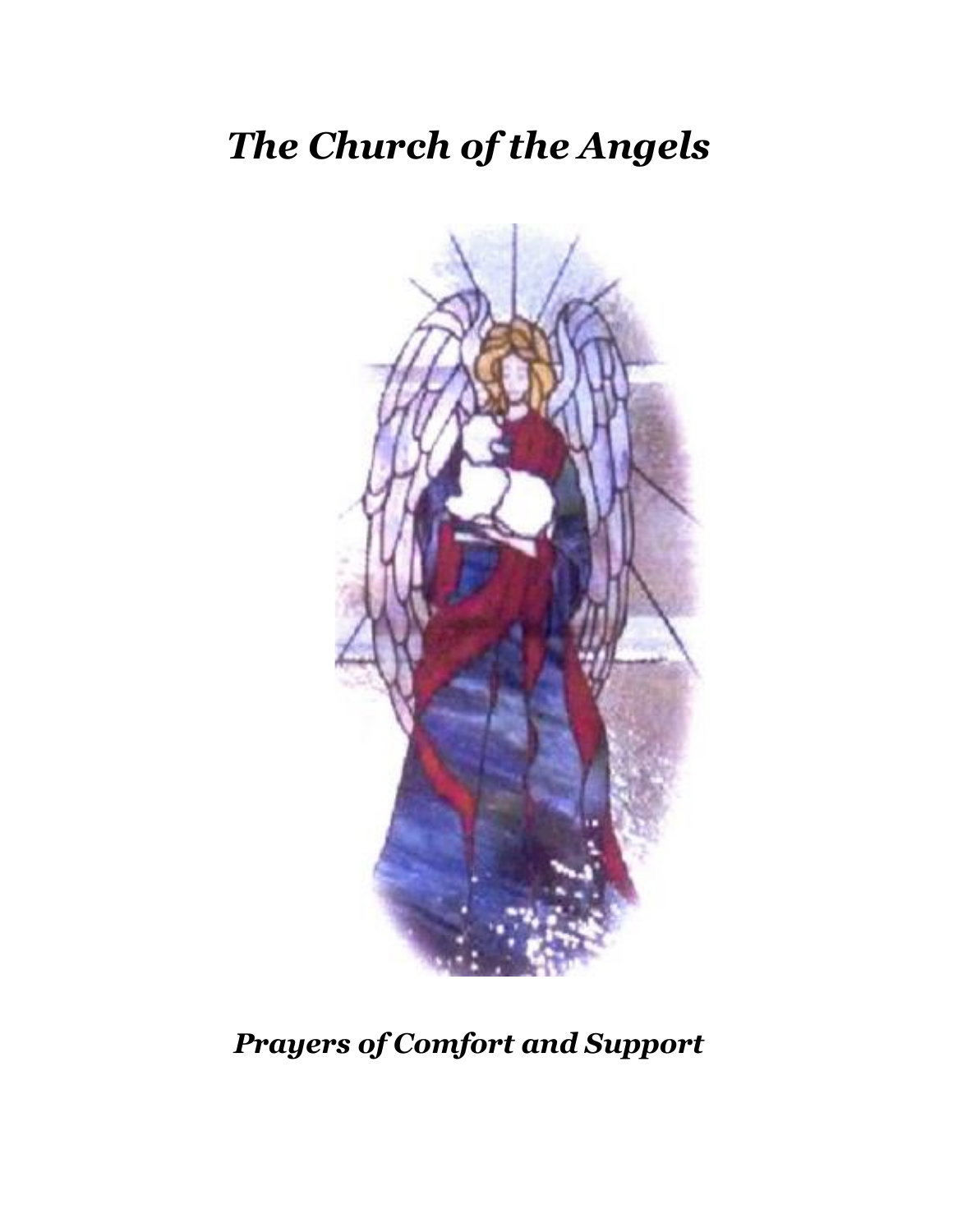# *The Church of the Angels*

## *Prayers of Comfort and Support*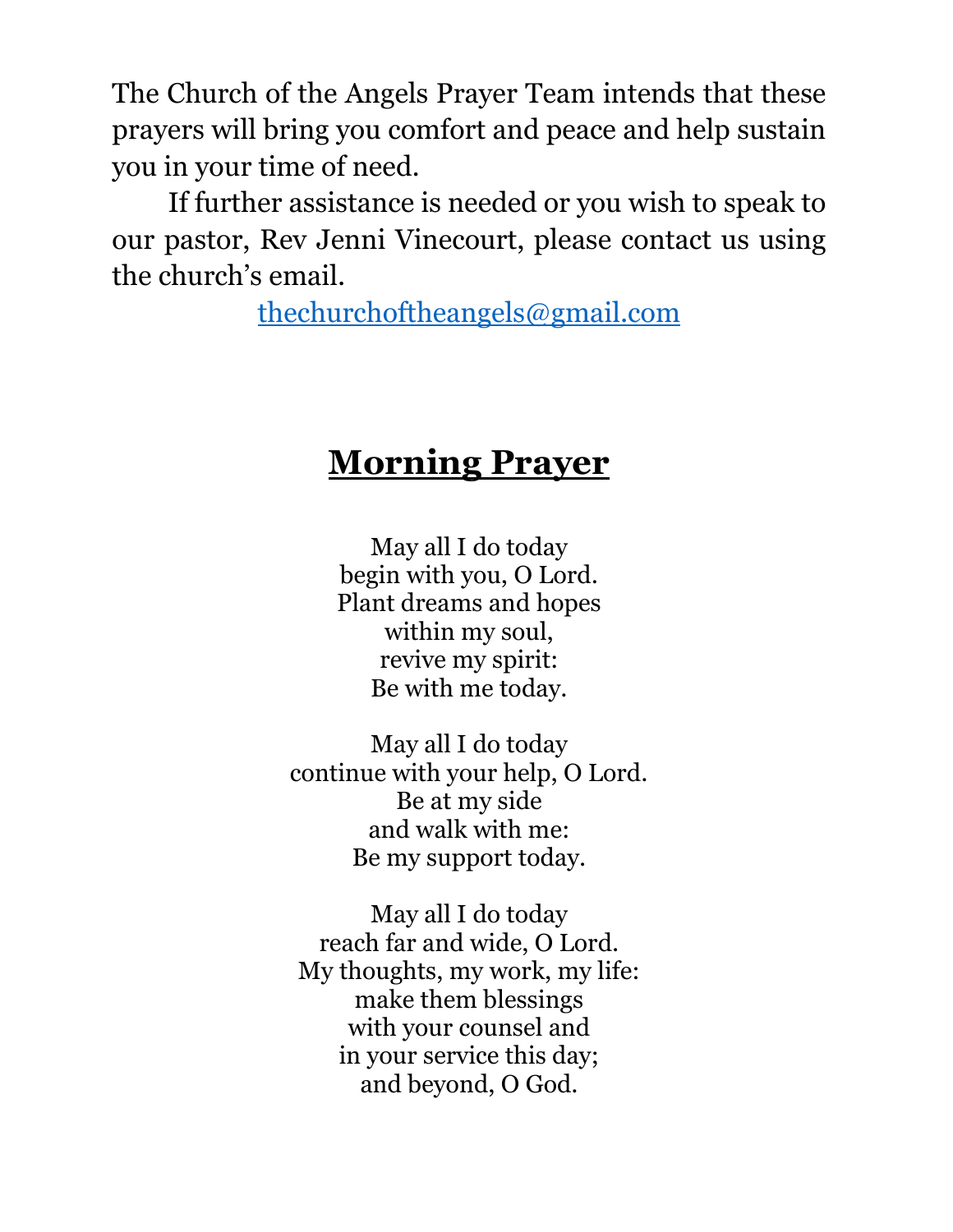The Church of the Angels Prayer Team intends that these prayers will bring you comfort and peace and help sustain you in your time of need.

If further assistance is needed or you wish to speak to our pastor, Rev Jenni Vinecourt, please contact us using the church's email.

thechurchoftheangels@gmail.com

## Morning Prayer

May all I do today  
begin with you, O Lord.  
Plant dreams and hopes  
within my soul,  
revive my spirit:  
Be with me today.

May all I do today  
continue with your help, O Lord.  
Be at my side  
and walk with me:  
Be my support today.

May all I do today  
reach far and wide, O Lord.  
My thoughts, my work, my life:  
make them blessings  
with your counsel and  
in your service this day;  
and beyond, O God.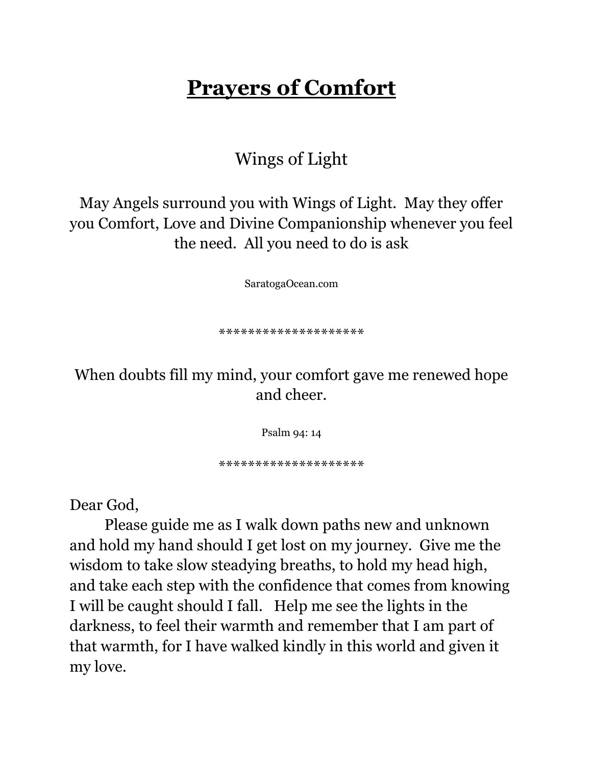# **Prayers of Comfort**

Wings of Light

May Angels surround you with Wings of Light. May they offer you Comfort, Love and Divine Companionship whenever you feel the need. All you need to do is ask

SaratogaOcean.com

********************

When doubts fill my mind, your comfort gave me renewed hope and cheer.

Psalm 94: 14

********************

Dear God,

Please guide me as I walk down paths new and unknown and hold my hand should I get lost on my journey. Give me the wisdom to take slow steadying breaths, to hold my head high, and take each step with the confidence that comes from knowing I will be caught should I fall. Help me see the lights in the darkness, to feel their warmth and remember that I am part of that warmth, for I have walked kindly in this world and given it my love.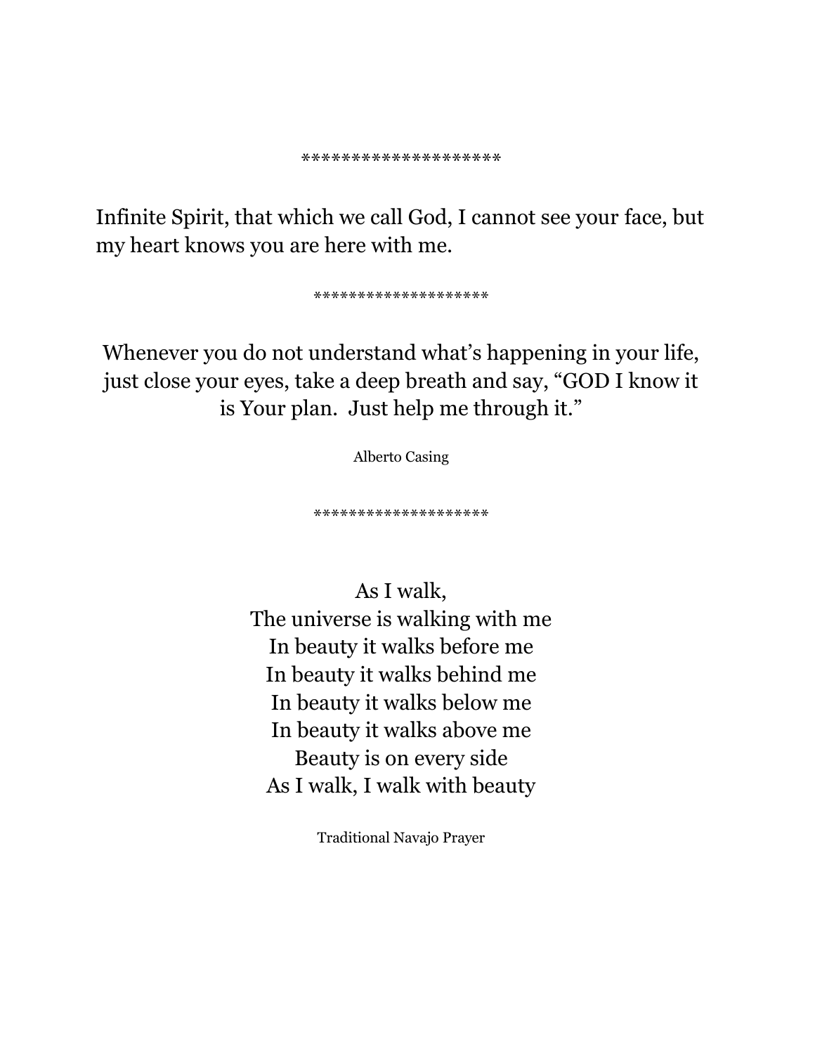********************

Infinite Spirit, that which we call God, I cannot see your face, but my heart knows you are here with me.

********************

Whenever you do not understand what's happening in your life, just close your eyes, take a deep breath and say, "GOD I know it is Your plan. Just help me through it."

Alberto Casing

********************

As I walk,
The universe is walking with me
In beauty it walks before me
In beauty it walks behind me
In beauty it walks below me
In beauty it walks above me
Beauty is on every side
As I walk, I walk with beauty

Traditional Navajo Prayer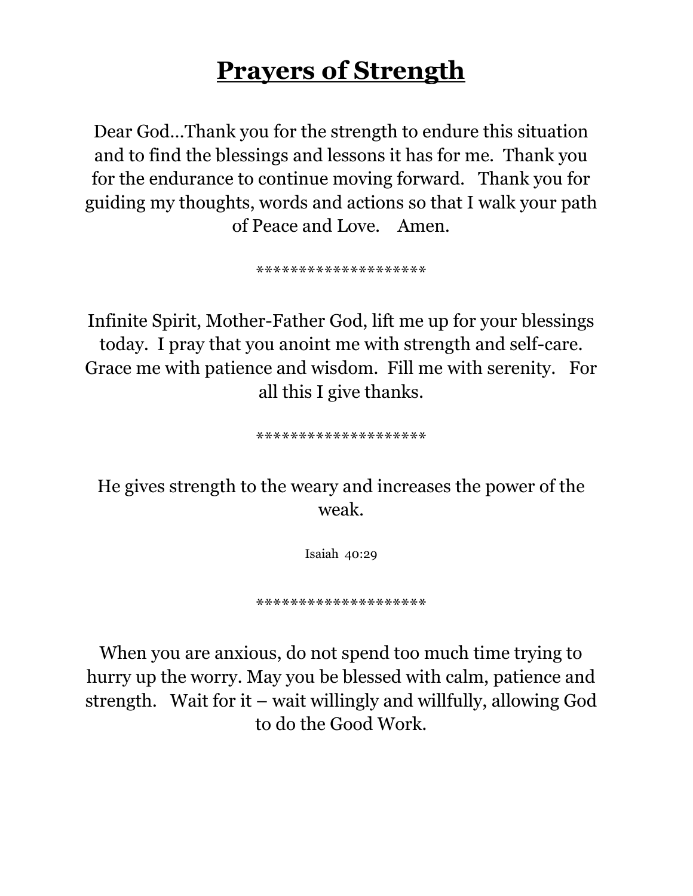# **Prayers of Strength**

Dear God…Thank you for the strength to endure this situation and to find the blessings and lessons it has for me. Thank you for the endurance to continue moving forward. Thank you for guiding my thoughts, words and actions so that I walk your path of Peace and Love. Amen.

********************

Infinite Spirit, Mother-Father God, lift me up for your blessings today. I pray that you anoint me with strength and self-care. Grace me with patience and wisdom. Fill me with serenity. For all this I give thanks.

********************

He gives strength to the weary and increases the power of the weak.

Isaiah 40:29

********************

When you are anxious, do not spend too much time trying to hurry up the worry. May you be blessed with calm, patience and strength. Wait for it – wait willingly and willfully, allowing God to do the Good Work.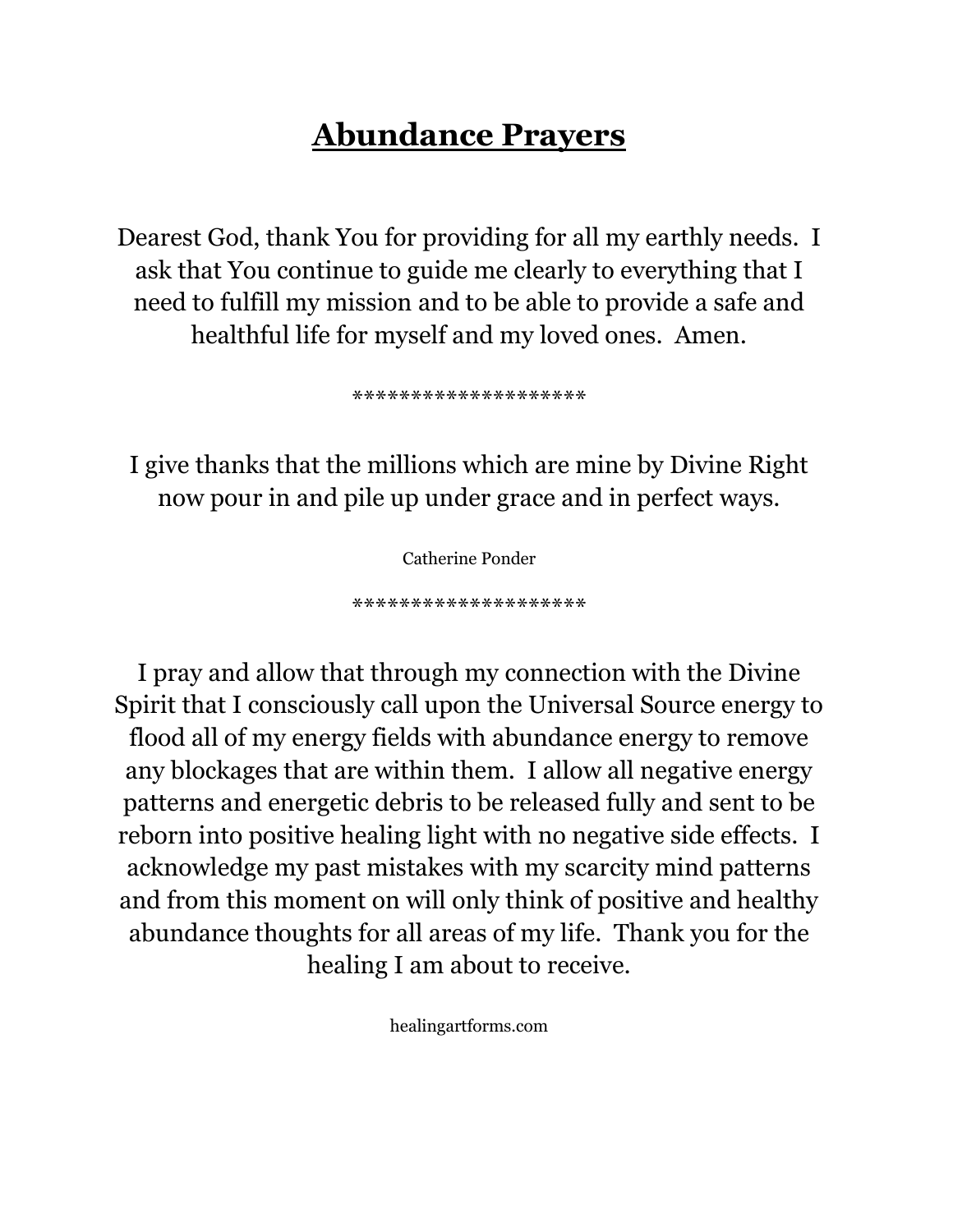# **Abundance Prayers**

Dearest God, thank You for providing for all my earthly needs. I ask that You continue to guide me clearly to everything that I need to fulfill my mission and to be able to provide a safe and healthful life for myself and my loved ones. Amen.

********************

I give thanks that the millions which are mine by Divine Right now pour in and pile up under grace and in perfect ways.

Catherine Ponder

********************

I pray and allow that through my connection with the Divine Spirit that I consciously call upon the Universal Source energy to flood all of my energy fields with abundance energy to remove any blockages that are within them. I allow all negative energy patterns and energetic debris to be released fully and sent to be reborn into positive healing light with no negative side effects. I acknowledge my past mistakes with my scarcity mind patterns and from this moment on will only think of positive and healthy abundance thoughts for all areas of my life. Thank you for the healing I am about to receive.

healingartforms.com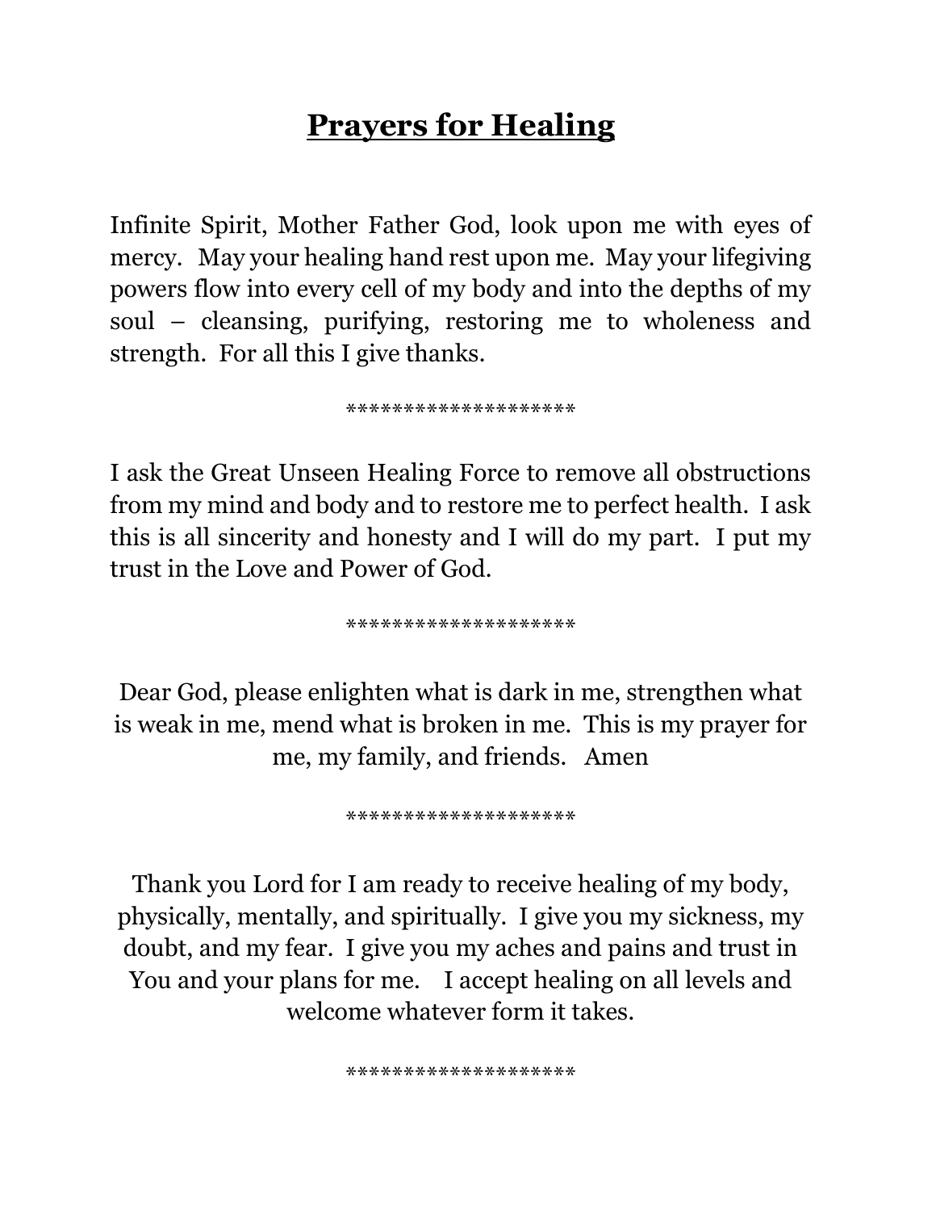# Prayers for Healing

Infinite Spirit, Mother Father God, look upon me with eyes of mercy. May your healing hand rest upon me. May your lifegiving powers flow into every cell of my body and into the depths of my soul – cleansing, purifying, restoring me to wholeness and strength. For all this I give thanks.

********************

I ask the Great Unseen Healing Force to remove all obstructions from my mind and body and to restore me to perfect health. I ask this is all sincerity and honesty and I will do my part. I put my trust in the Love and Power of God.

********************

Dear God, please enlighten what is dark in me, strengthen what is weak in me, mend what is broken in me. This is my prayer for me, my family, and friends. Amen

********************

Thank you Lord for I am ready to receive healing of my body, physically, mentally, and spiritually. I give you my sickness, my doubt, and my fear. I give you my aches and pains and trust in You and your plans for me. I accept healing on all levels and welcome whatever form it takes.

********************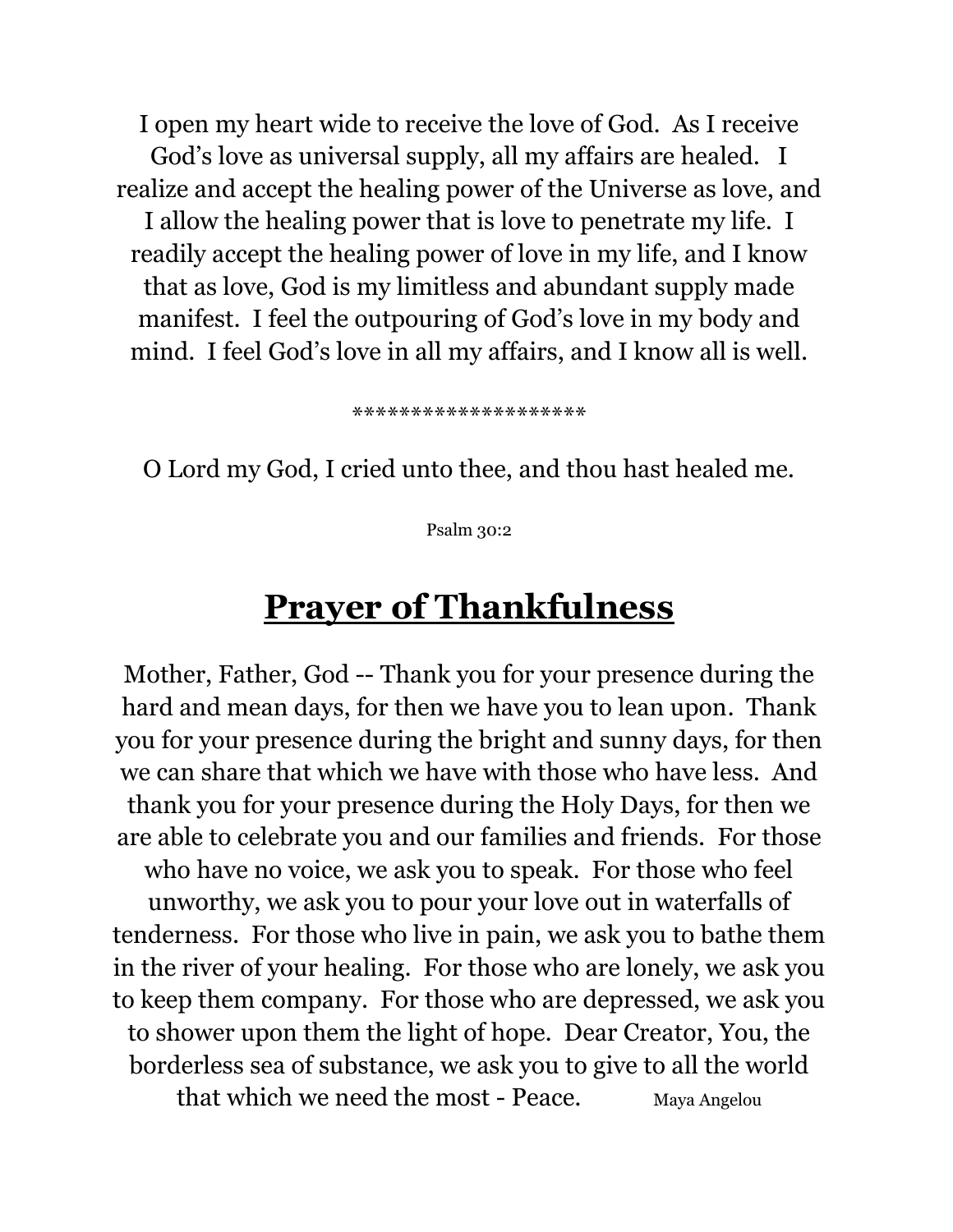I open my heart wide to receive the love of God. As I receive God's love as universal supply, all my affairs are healed. I realize and accept the healing power of the Universe as love, and I allow the healing power that is love to penetrate my life. I readily accept the healing power of love in my life, and I know that as love, God is my limitless and abundant supply made manifest. I feel the outpouring of God's love in my body and mind. I feel God's love in all my affairs, and I know all is well.

********************

O Lord my God, I cried unto thee, and thou hast healed me.

Psalm 30:2

# **Prayer of Thankfulness**

Mother, Father, God -- Thank you for your presence during the hard and mean days, for then we have you to lean upon. Thank you for your presence during the bright and sunny days, for then we can share that which we have with those who have less. And thank you for your presence during the Holy Days, for then we are able to celebrate you and our families and friends. For those who have no voice, we ask you to speak. For those who feel unworthy, we ask you to pour your love out in waterfalls of tenderness. For those who live in pain, we ask you to bathe them in the river of your healing. For those who are lonely, we ask you to keep them company. For those who are depressed, we ask you to shower upon them the light of hope. Dear Creator, You, the borderless sea of substance, we ask you to give to all the world that which we need the most - Peace. Maya Angelou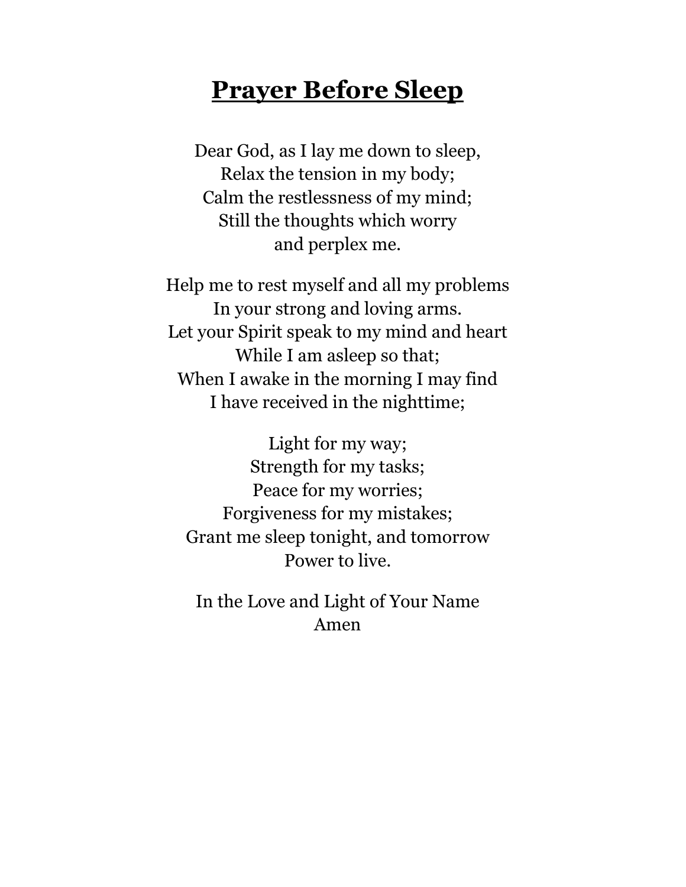# **Prayer Before Sleep**

Dear God, as I lay me down to sleep,
Relax the tension in my body;
Calm the restlessness of my mind;
Still the thoughts which worry
and perplex me.

Help me to rest myself and all my problems
In your strong and loving arms.
Let your Spirit speak to my mind and heart
While I am asleep so that;
When I awake in the morning I may find
I have received in the nighttime;

Light for my way;
Strength for my tasks;
Peace for my worries;
Forgiveness for my mistakes;
Grant me sleep tonight, and tomorrow
Power to live.

In the Love and Light of Your Name
Amen